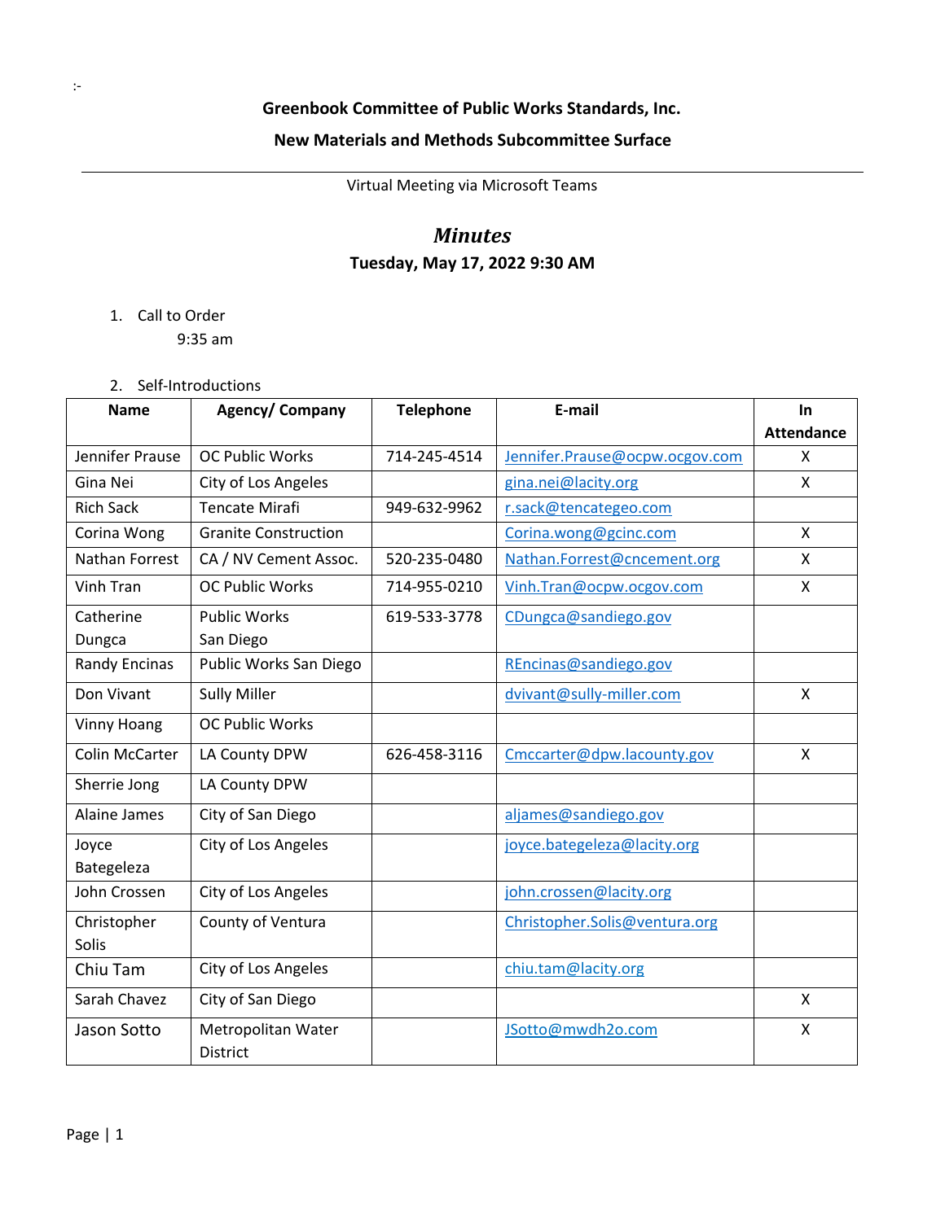:-

**Greenbook Committee of Public Works Standards, Inc.**

**New Materials and Methods Subcommittee Surface**

---

Virtual Meeting via Microsoft Teams

# *Minutes*

**Tuesday, May 17, 2022 9:30 AM**

1. Call to Order
   9:35 am

2. Self-Introductions

| Name | Agency/ Company | Telephone | E-mail | In Attendance |
|---|---|---|---|---|
| Jennifer Prause | OC Public Works | 714-245-4514 | Jennifer.Prause@ocpw.ocgov.com | X |
| Gina Nei | City of Los Angeles | | gina.nei@lacity.org | X |
| Rich Sack | Tencate Mirafi | 949-632-9962 | r.sack@tencategeo.com | |
| Corina Wong | Granite Construction | | Corina.wong@gcinc.com | X |
| Nathan Forrest | CA / NV Cement Assoc. | 520-235-0480 | Nathan.Forrest@cncement.org | X |
| Vinh Tran | OC Public Works | 714-955-0210 | Vinh.Tran@ocpw.ocgov.com | X |
| Catherine Dungca | Public Works San Diego | 619-533-3778 | CDungca@sandiego.gov | |
| Randy Encinas | Public Works San Diego | | REncinas@sandiego.gov | |
| Don Vivant | Sully Miller | | dvivant@sully-miller.com | X |
| Vinny Hoang | OC Public Works | | | |
| Colin McCarter | LA County DPW | 626-458-3116 | Cmccarter@dpw.lacounty.gov | X |
| Sherrie Jong | LA County DPW | | | |
| Alaine James | City of San Diego | | aljames@sandiego.gov | |
| Joyce Bategeleza | City of Los Angeles | | joyce.bategeleza@lacity.org | |
| John Crossen | City of Los Angeles | | john.crossen@lacity.org | |
| Christopher Solis | County of Ventura | | Christopher.Solis@ventura.org | |
| Chiu Tam | City of Los Angeles | | chiu.tam@lacity.org | |
| Sarah Chavez | City of San Diego | | | X |
| Jason Sotto | Metropolitan Water District | | JSotto@mwdh2o.com | X |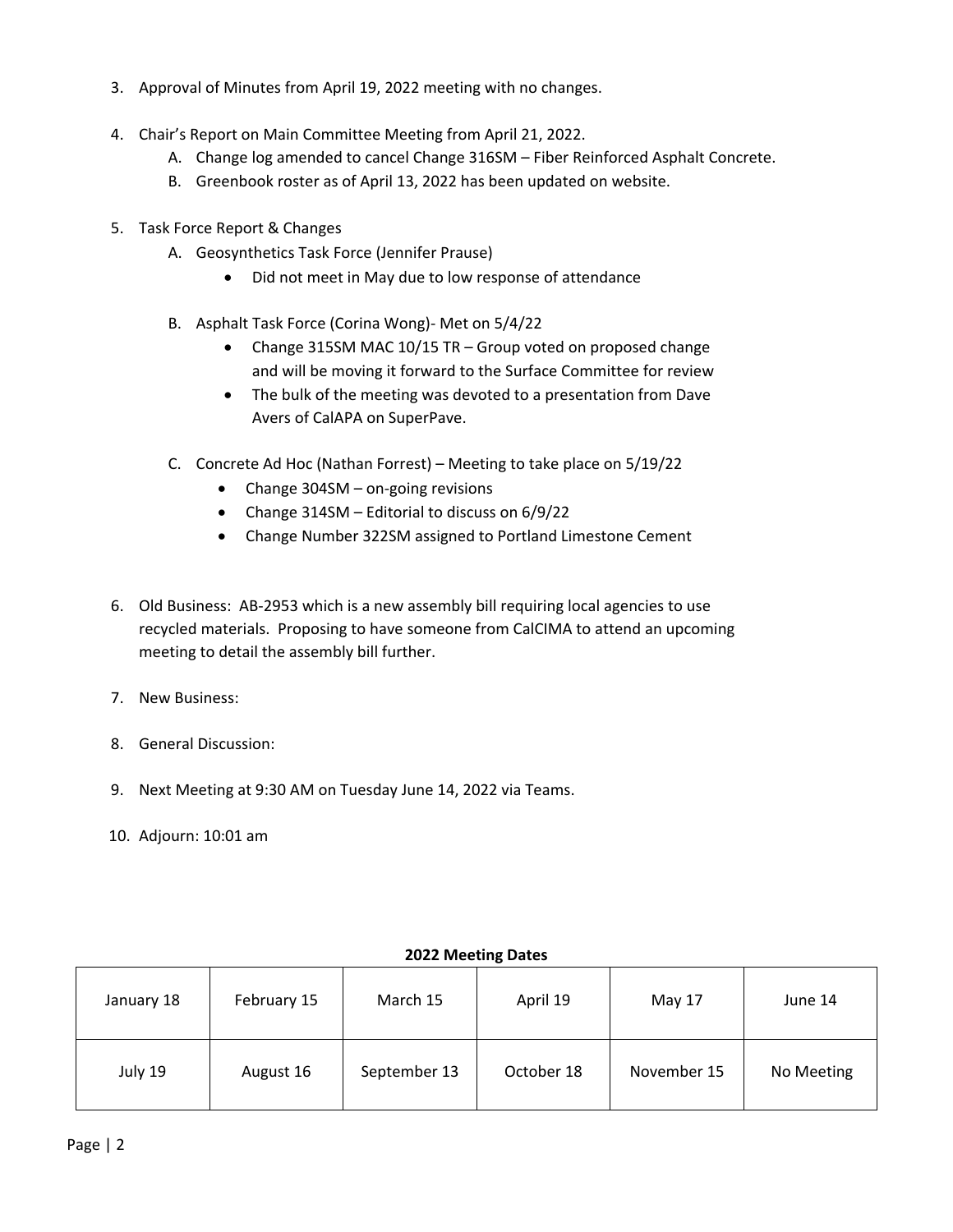3. Approval of Minutes from April 19, 2022 meeting with no changes.

4. Chair's Report on Main Committee Meeting from April 21, 2022.
   A. Change log amended to cancel Change 316SM – Fiber Reinforced Asphalt Concrete.
   B. Greenbook roster as of April 13, 2022 has been updated on website.

5. Task Force Report & Changes
   A. Geosynthetics Task Force (Jennifer Prause)
      - Did not meet in May due to low response of attendance

   B. Asphalt Task Force (Corina Wong)- Met on 5/4/22
      - Change 315SM MAC 10/15 TR – Group voted on proposed change and will be moving it forward to the Surface Committee for review
      - The bulk of the meeting was devoted to a presentation from Dave Avers of CalAPA on SuperPave.

   C. Concrete Ad Hoc (Nathan Forrest) – Meeting to take place on 5/19/22
      - Change 304SM – on-going revisions
      - Change 314SM – Editorial to discuss on 6/9/22
      - Change Number 322SM assigned to Portland Limestone Cement

6. Old Business: AB-2953 which is a new assembly bill requiring local agencies to use recycled materials. Proposing to have someone from CalCIMA to attend an upcoming meeting to detail the assembly bill further.

7. New Business:

8. General Discussion:

9. Next Meeting at 9:30 AM on Tuesday June 14, 2022 via Teams.

10. Adjourn: 10:01 am

**2022 Meeting Dates**

| January 18 | February 15 | March 15 | April 19 | May 17 | June 14 |
|---|---|---|---|---|---|
| July 19 | August 16 | September 13 | October 18 | November 15 | No Meeting |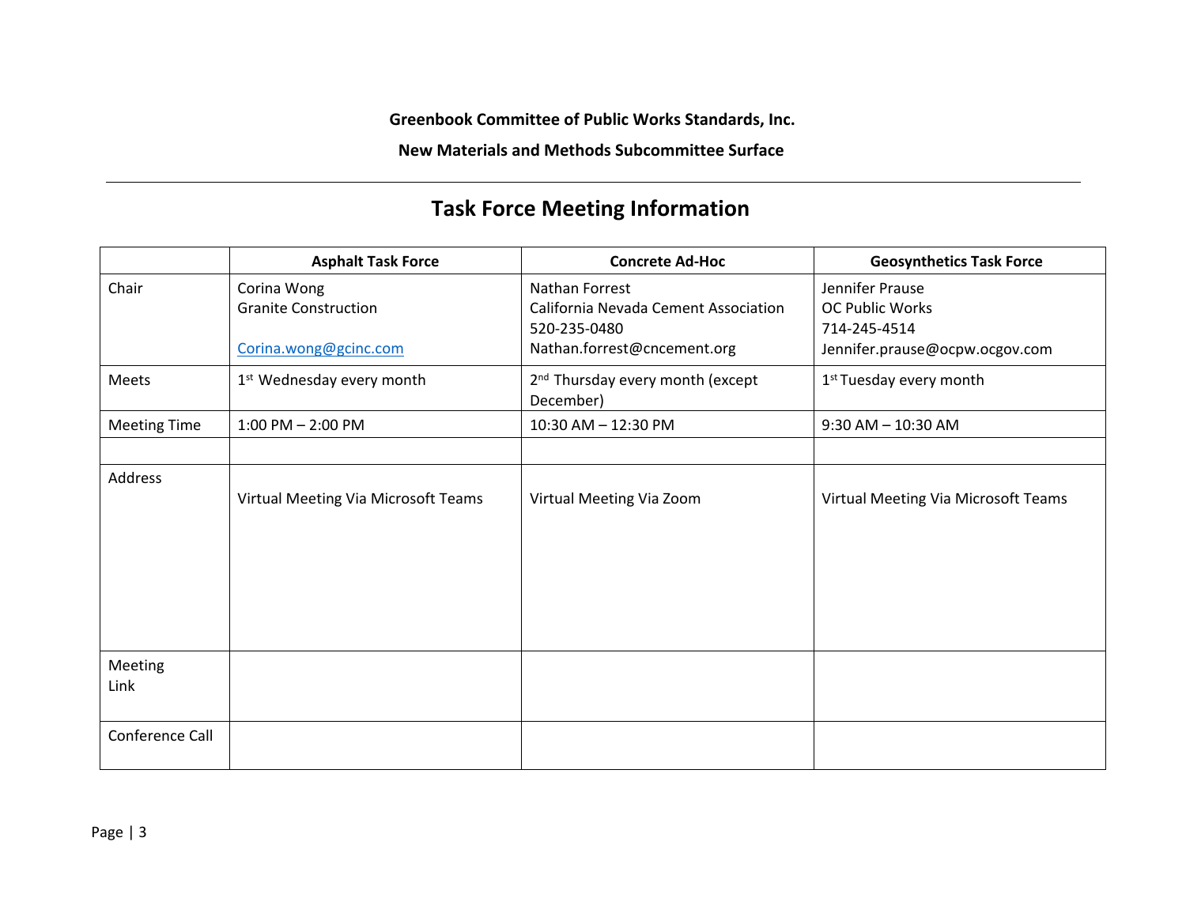**Greenbook Committee of Public Works Standards, Inc.**

**New Materials and Methods Subcommittee Surface**

---

# Task Force Meeting Information

| | Asphalt Task Force | Concrete Ad-Hoc | Geosynthetics Task Force |
|---|---|---|---|
| Chair | Corina Wong<br>Granite Construction<br><br>Corina.wong@gcinc.com | Nathan Forrest<br>California Nevada Cement Association<br>520-235-0480<br>Nathan.forrest@cncement.org | Jennifer Prause<br>OC Public Works<br>714-245-4514<br>Jennifer.prause@ocpw.ocgov.com |
| Meets | 1st Wednesday every month | 2nd Thursday every month (except December) | 1st Tuesday every month |
| Meeting Time | 1:00 PM – 2:00 PM | 10:30 AM – 12:30 PM | 9:30 AM – 10:30 AM |
| | | | |
| Address | Virtual Meeting Via Microsoft Teams | Virtual Meeting Via Zoom | Virtual Meeting Via Microsoft Teams |
| Meeting Link | | | |
| Conference Call | | | |